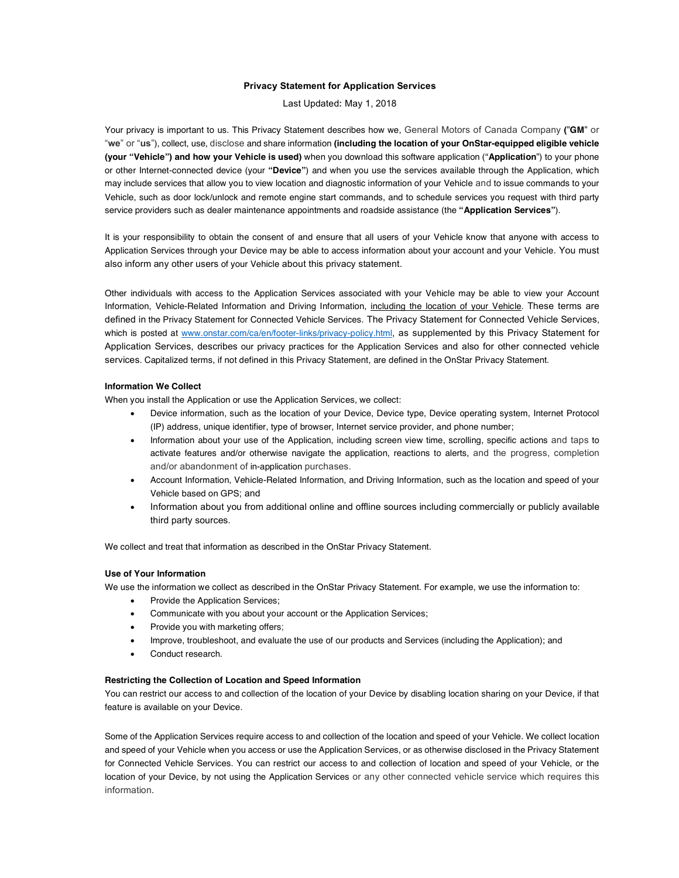# Privacy Statement for Application Services

Last Updated: May 1, 2018

Your privacy is important to us. This Privacy Statement describes how we, General Motors of Canada Company **("GM"** or "**we**" or "**us**"), collect, use, disclose and share information **(including the location of your OnStar-equipped eligible vehicle (your "Vehicle") and how your Vehicle is used)** when you download this software application ("**Application**") to your phone or other Internet-connected device (your **"Device"**) and when you use the services available through the Application, which may include services that allow you to view location and diagnostic information of your Vehicle and to issue commands to your Vehicle, such as door lock/unlock and remote engine start commands, and to schedule services you request with third party service providers such as dealer maintenance appointments and roadside assistance (the **"Application Services"**).

It is your responsibility to obtain the consent of and ensure that all users of your Vehicle know that anyone with access to Application Services through your Device may be able to access information about your account and your Vehicle. You must also inform any other users of your Vehicle about this privacy statement.

Other individuals with access to the Application Services associated with your Vehicle may be able to view your Account Information, Vehicle-Related Information and Driving Information, <u>including the location of your Vehicle</u>. These terms are defined in the Privacy Statement for Connected Vehicle Services. The Privacy Statement for Connected Vehicle Services, which is posted at [www.onstar.com/ca/en/footer-links/privacy-policy.html](www.onstar.com/ca/en/footer-links/privacy-policy.html), as supplemented by this Privacy Statement for Application Services, describes our privacy practices for the Application Services and also for other connected vehicle services. Capitalized terms, if not defined in this Privacy Statement, are defined in the OnStar Privacy Statement.

### Information We Collect

When you install the Application or use the Application Services, we collect:

- Device information, such as the location of your Device, Device type, Device operating system, Internet Protocol (IP) address, unique identifier, type of browser, Internet service provider, and phone number;
- Information about your use of the Application, including screen view time, scrolling, specific actions and taps to activate features and/or otherwise navigate the application, reactions to alerts, and the progress, completion and/or abandonment of in-application purchases.
- Account Information, Vehicle-Related Information, and Driving Information, such as the location and speed of your Vehicle based on GPS; and
- Information about you from additional online and offline sources including commercially or publicly available third party sources.

We collect and treat that information as described in the OnStar Privacy Statement.

### Use of Your Information

We use the information we collect as described in the OnStar Privacy Statement. For example, we use the information to:

- Provide the Application Services;
- Communicate with you about your account or the Application Services;
- Provide you with marketing offers;
- Improve, troubleshoot, and evaluate the use of our products and Services (including the Application); and
- Conduct research.

### Restricting the Collection of Location and Speed Information

You can restrict our access to and collection of the location of your Device by disabling location sharing on your Device, if that feature is available on your Device.

Some of the Application Services require access to and collection of the location and speed of your Vehicle. We collect location and speed of your Vehicle when you access or use the Application Services, or as otherwise disclosed in the Privacy Statement for Connected Vehicle Services. You can restrict our access to and collection of location and speed of your Vehicle, or the location of your Device, by not using the Application Services or any other connected vehicle service which requires this information.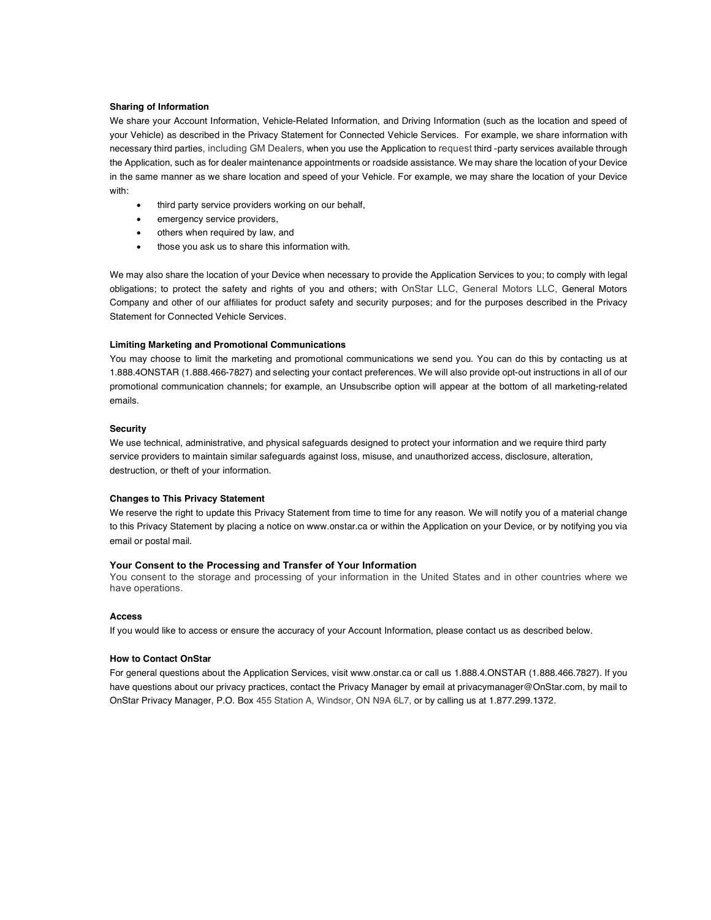**Sharing of Information**

We share your Account Information, Vehicle-Related Information, and Driving Information (such as the location and speed of your Vehicle) as described in the Privacy Statement for Connected Vehicle Services. For example, we share information with necessary third parties, including GM Dealers, when you use the Application to request third -party services available through the Application, such as for dealer maintenance appointments or roadside assistance. We may share the location of your Device in the same manner as we share location and speed of your Vehicle. For example, we may share the location of your Device with:

- third party service providers working on our behalf,
- emergency service providers,
- others when required by law, and
- those you ask us to share this information with.

We may also share the location of your Device when necessary to provide the Application Services to you; to comply with legal obligations; to protect the safety and rights of you and others; with OnStar LLC, General Motors LLC, General Motors Company and other of our affiliates for product safety and security purposes; and for the purposes described in the Privacy Statement for Connected Vehicle Services.

**Limiting Marketing and Promotional Communications**

You may choose to limit the marketing and promotional communications we send you. You can do this by contacting us at 1.888.4ONSTAR (1.888.466-7827) and selecting your contact preferences. We will also provide opt-out instructions in all of our promotional communication channels; for example, an Unsubscribe option will appear at the bottom of all marketing-related emails.

**Security**

We use technical, administrative, and physical safeguards designed to protect your information and we require third party service providers to maintain similar safeguards against loss, misuse, and unauthorized access, disclosure, alteration, destruction, or theft of your information.

**Changes to This Privacy Statement**

We reserve the right to update this Privacy Statement from time to time for any reason. We will notify you of a material change to this Privacy Statement by placing a notice on www.onstar.ca or within the Application on your Device, or by notifying you via email or postal mail.

**Your Consent to the Processing and Transfer of Your Information**

You consent to the storage and processing of your information in the United States and in other countries where we have operations.

**Access**

If you would like to access or ensure the accuracy of your Account Information, please contact us as described below.

**How to Contact OnStar**

For general questions about the Application Services, visit www.onstar.ca or call us 1.888.4.ONSTAR (1.888.466.7827). If you have questions about our privacy practices, contact the Privacy Manager by email at privacymanager@OnStar.com, by mail to OnStar Privacy Manager, P.O. Box 455 Station A, Windsor, ON N9A 6L7, or by calling us at 1.877.299.1372.